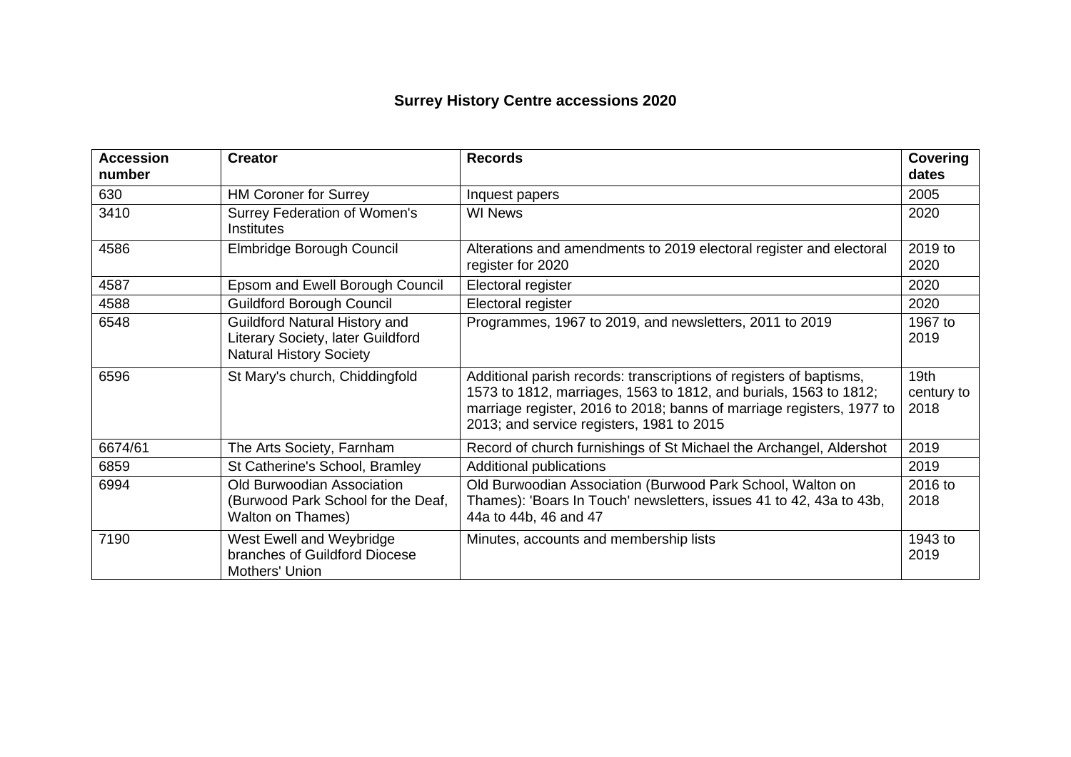# Surrey History Centre accessions 2020

| Accession number | Creator | Records | Covering dates |
|---|---|---|---|
| 630 | HM Coroner for Surrey | Inquest papers | 2005 |
| 3410 | Surrey Federation of Women's Institutes | WI News | 2020 |
| 4586 | Elmbridge Borough Council | Alterations and amendments to 2019 electoral register and electoral register for 2020 | 2019 to 2020 |
| 4587 | Epsom and Ewell Borough Council | Electoral register | 2020 |
| 4588 | Guildford Borough Council | Electoral register | 2020 |
| 6548 | Guildford Natural History and Literary Society, later Guildford Natural History Society | Programmes, 1967 to 2019, and newsletters, 2011 to 2019 | 1967 to 2019 |
| 6596 | St Mary's church, Chiddingfold | Additional parish records: transcriptions of registers of baptisms, 1573 to 1812, marriages, 1563 to 1812, and burials, 1563 to 1812; marriage register, 2016 to 2018; banns of marriage registers, 1977 to 2013; and service registers, 1981 to 2015 | 19th century to 2018 |
| 6674/61 | The Arts Society, Farnham | Record of church furnishings of St Michael the Archangel, Aldershot | 2019 |
| 6859 | St Catherine's School, Bramley | Additional publications | 2019 |
| 6994 | Old Burwoodian Association (Burwood Park School for the Deaf, Walton on Thames) | Old Burwoodian Association (Burwood Park School, Walton on Thames): 'Boars In Touch' newsletters, issues 41 to 42, 43a to 43b, 44a to 44b, 46 and 47 | 2016 to 2018 |
| 7190 | West Ewell and Weybridge branches of Guildford Diocese Mothers' Union | Minutes, accounts and membership lists | 1943 to 2019 |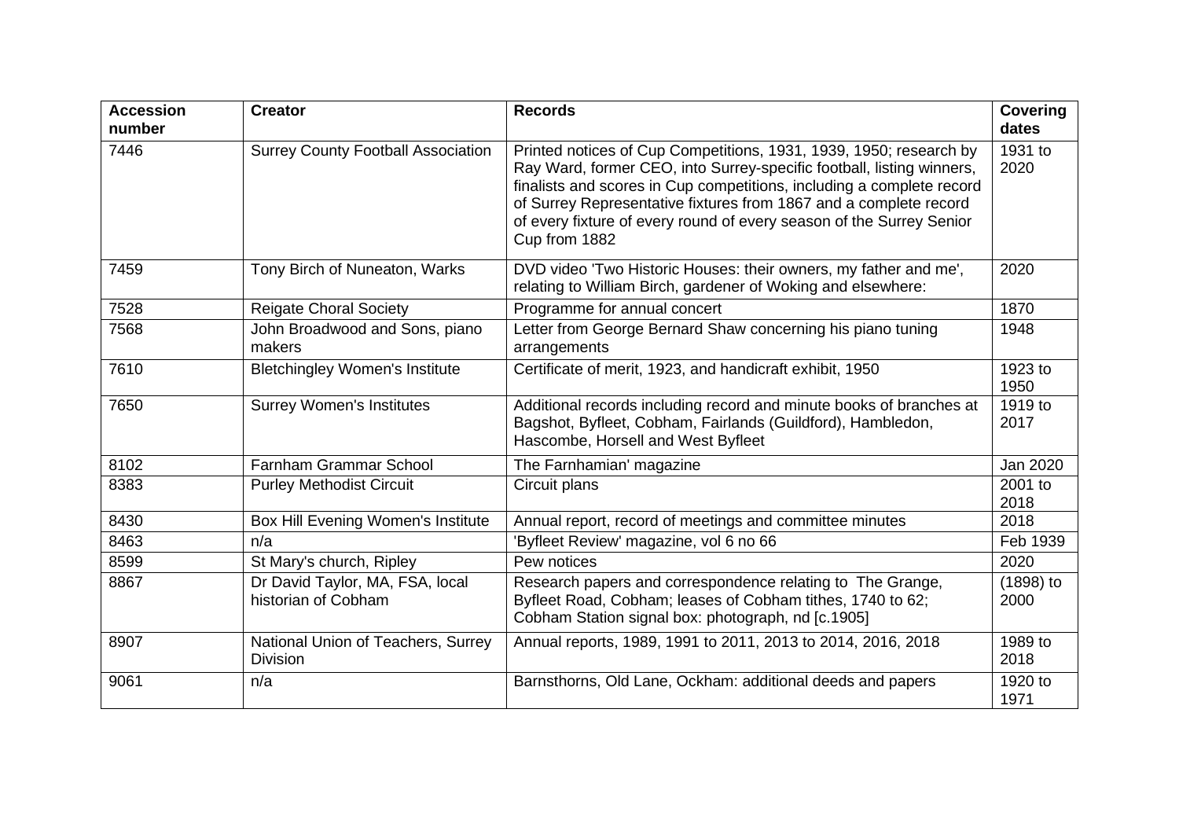| Accession number | Creator | Records | Covering dates |
|---|---|---|---|
| 7446 | Surrey County Football Association | Printed notices of Cup Competitions, 1931, 1939, 1950; research by Ray Ward, former CEO, into Surrey-specific football, listing winners, finalists and scores in Cup competitions, including a complete record of Surrey Representative fixtures from 1867 and a complete record of every fixture of every round of every season of the Surrey Senior Cup from 1882 | 1931 to 2020 |
| 7459 | Tony Birch of Nuneaton, Warks | DVD video 'Two Historic Houses: their owners, my father and me', relating to William Birch, gardener of Woking and elsewhere: | 2020 |
| 7528 | Reigate Choral Society | Programme for annual concert | 1870 |
| 7568 | John Broadwood and Sons, piano makers | Letter from George Bernard Shaw concerning his piano tuning arrangements | 1948 |
| 7610 | Bletchingley Women's Institute | Certificate of merit, 1923, and handicraft exhibit, 1950 | 1923 to 1950 |
| 7650 | Surrey Women's Institutes | Additional records including record and minute books of branches at Bagshot, Byfleet, Cobham, Fairlands (Guildford), Hambledon, Hascombe, Horsell and West Byfleet | 1919 to 2017 |
| 8102 | Farnham Grammar School | The Farnhamian' magazine | Jan 2020 |
| 8383 | Purley Methodist Circuit | Circuit plans | 2001 to 2018 |
| 8430 | Box Hill Evening Women's Institute | Annual report, record of meetings and committee minutes | 2018 |
| 8463 | n/a | 'Byfleet Review' magazine, vol 6 no 66 | Feb 1939 |
| 8599 | St Mary's church, Ripley | Pew notices | 2020 |
| 8867 | Dr David Taylor, MA, FSA, local historian of Cobham | Research papers and correspondence relating to The Grange, Byfleet Road, Cobham; leases of Cobham tithes, 1740 to 62; Cobham Station signal box: photograph, nd [c.1905] | (1898) to 2000 |
| 8907 | National Union of Teachers, Surrey Division | Annual reports, 1989, 1991 to 2011, 2013 to 2014, 2016, 2018 | 1989 to 2018 |
| 9061 | n/a | Barnsthorns, Old Lane, Ockham: additional deeds and papers | 1920 to 1971 |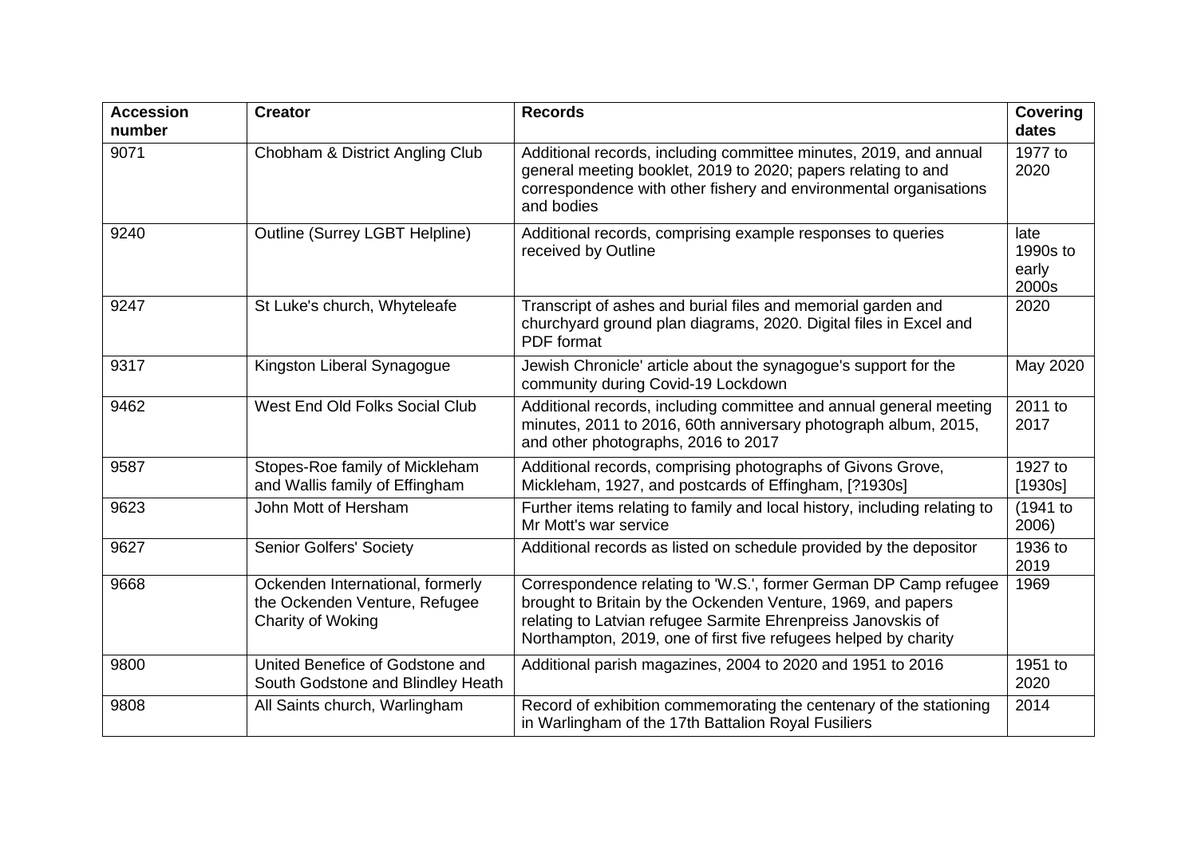| Accession number | Creator | Records | Covering dates |
|---|---|---|---|
| 9071 | Chobham & District Angling Club | Additional records, including committee minutes, 2019, and annual general meeting booklet, 2019 to 2020; papers relating to and correspondence with other fishery and environmental organisations and bodies | 1977 to 2020 |
| 9240 | Outline (Surrey LGBT Helpline) | Additional records, comprising example responses to queries received by Outline | late 1990s to early 2000s |
| 9247 | St Luke's church, Whyteleafe | Transcript of ashes and burial files and memorial garden and churchyard ground plan diagrams, 2020. Digital files in Excel and PDF format | 2020 |
| 9317 | Kingston Liberal Synagogue | Jewish Chronicle' article about the synagogue's support for the community during Covid-19 Lockdown | May 2020 |
| 9462 | West End Old Folks Social Club | Additional records, including committee and annual general meeting minutes, 2011 to 2016, 60th anniversary photograph album, 2015, and other photographs, 2016 to 2017 | 2011 to 2017 |
| 9587 | Stopes-Roe family of Mickleham and Wallis family of Effingham | Additional records, comprising photographs of Givons Grove, Mickleham, 1927, and postcards of Effingham, [?1930s] | 1927 to [1930s] |
| 9623 | John Mott of Hersham | Further items relating to family and local history, including relating to Mr Mott's war service | (1941 to 2006) |
| 9627 | Senior Golfers' Society | Additional records as listed on schedule provided by the depositor | 1936 to 2019 |
| 9668 | Ockenden International, formerly the Ockenden Venture, Refugee Charity of Woking | Correspondence relating to 'W.S.', former German DP Camp refugee brought to Britain by the Ockenden Venture, 1969, and papers relating to Latvian refugee Sarmite Ehrenpreiss Janovskis of Northampton, 2019, one of first five refugees helped by charity | 1969 |
| 9800 | United Benefice of Godstone and South Godstone and Blindley Heath | Additional parish magazines, 2004 to 2020 and 1951 to 2016 | 1951 to 2020 |
| 9808 | All Saints church, Warlingham | Record of exhibition commemorating the centenary of the stationing in Warlingham of the 17th Battalion Royal Fusiliers | 2014 |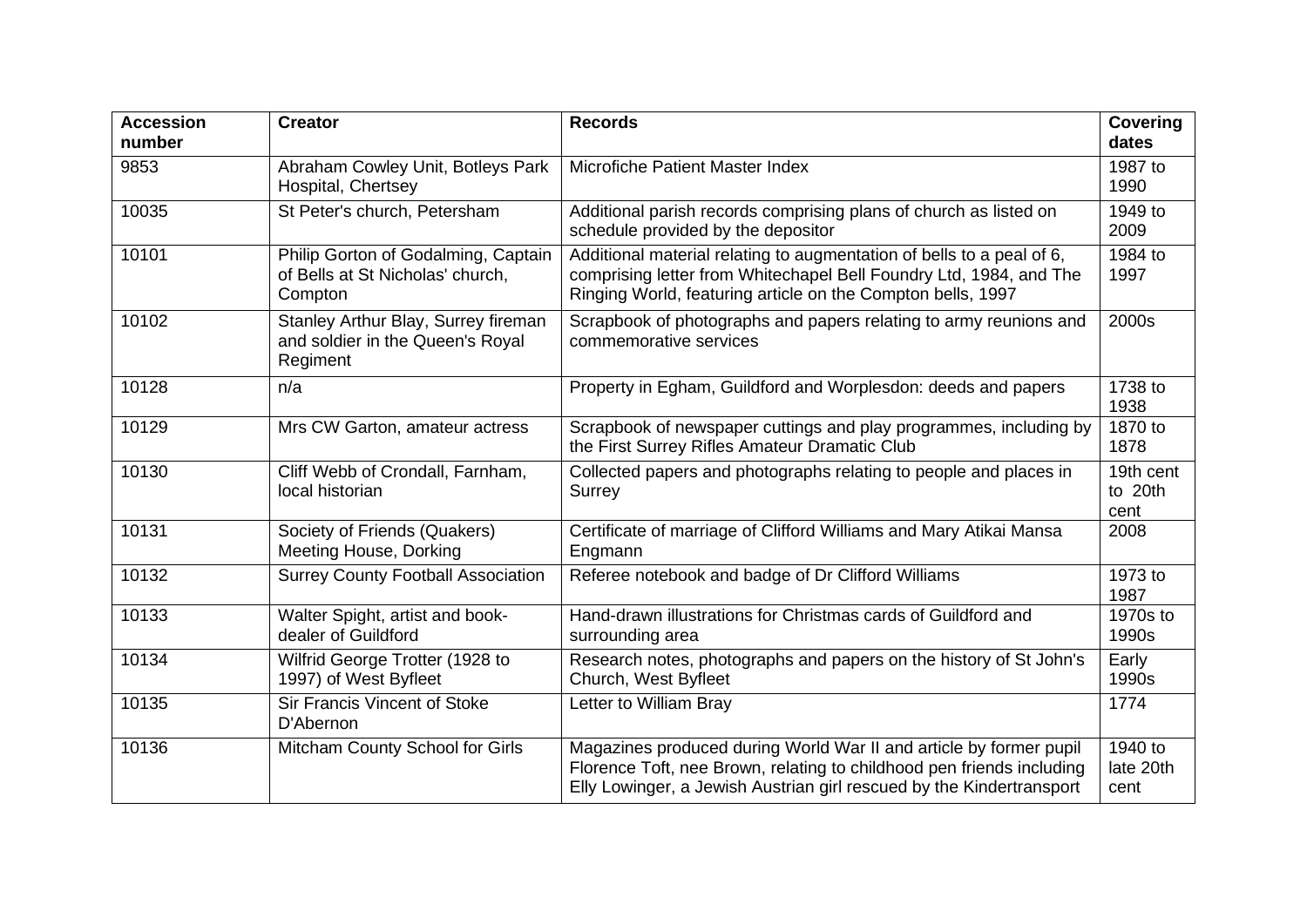| Accession number | Creator | Records | Covering dates |
|---|---|---|---|
| 9853 | Abraham Cowley Unit, Botleys Park Hospital, Chertsey | Microfiche Patient Master Index | 1987 to 1990 |
| 10035 | St Peter's church, Petersham | Additional parish records comprising plans of church as listed on schedule provided by the depositor | 1949 to 2009 |
| 10101 | Philip Gorton of Godalming, Captain of Bells at St Nicholas' church, Compton | Additional material relating to augmentation of bells to a peal of 6, comprising letter from Whitechapel Bell Foundry Ltd, 1984, and The Ringing World, featuring article on the Compton bells, 1997 | 1984 to 1997 |
| 10102 | Stanley Arthur Blay, Surrey fireman and soldier in the Queen's Royal Regiment | Scrapbook of photographs and papers relating to army reunions and commemorative services | 2000s |
| 10128 | n/a | Property in Egham, Guildford and Worplesdon: deeds and papers | 1738 to 1938 |
| 10129 | Mrs CW Garton, amateur actress | Scrapbook of newspaper cuttings and play programmes, including by the First Surrey Rifles Amateur Dramatic Club | 1870 to 1878 |
| 10130 | Cliff Webb of Crondall, Farnham, local historian | Collected papers and photographs relating to people and places in Surrey | 19th cent to 20th cent |
| 10131 | Society of Friends (Quakers) Meeting House, Dorking | Certificate of marriage of Clifford Williams and Mary Atikai Mansa Engmann | 2008 |
| 10132 | Surrey County Football Association | Referee notebook and badge of Dr Clifford Williams | 1973 to 1987 |
| 10133 | Walter Spight, artist and book-dealer of Guildford | Hand-drawn illustrations for Christmas cards of Guildford and surrounding area | 1970s to 1990s |
| 10134 | Wilfrid George Trotter (1928 to 1997) of West Byfleet | Research notes, photographs and papers on the history of St John's Church, West Byfleet | Early 1990s |
| 10135 | Sir Francis Vincent of Stoke D'Abernon | Letter to William Bray | 1774 |
| 10136 | Mitcham County School for Girls | Magazines produced during World War II and article by former pupil Florence Toft, nee Brown, relating to childhood pen friends including Elly Lowinger, a Jewish Austrian girl rescued by the Kindertransport | 1940 to late 20th cent |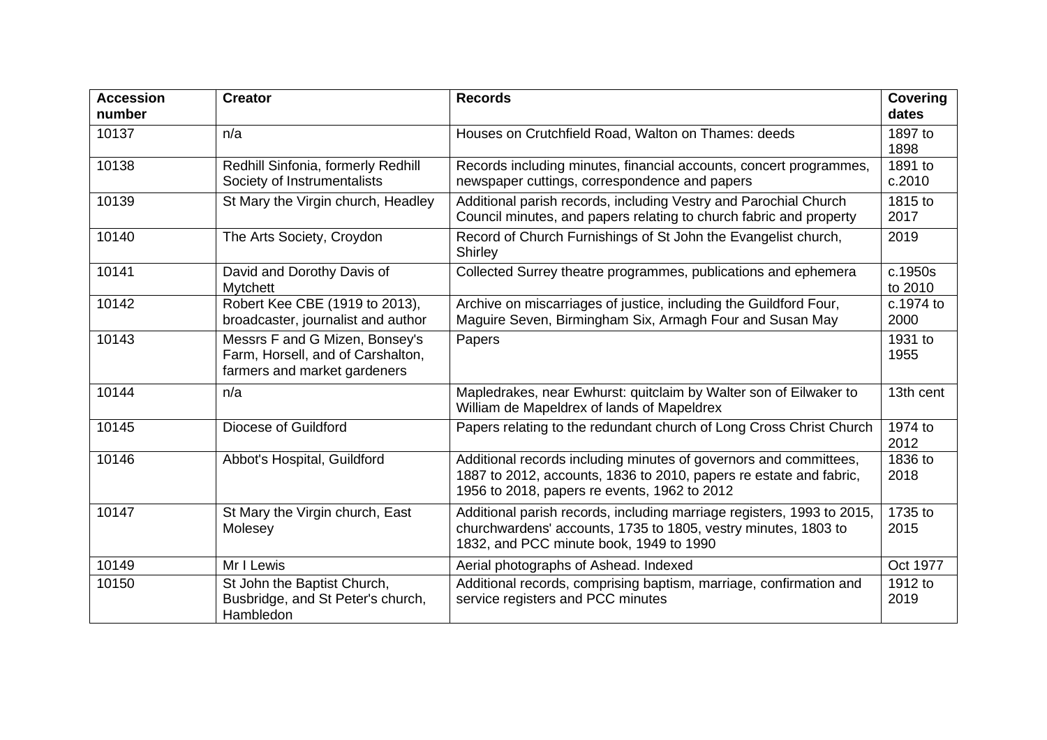| Accession number | Creator | Records | Covering dates |
| --- | --- | --- | --- |
| 10137 | n/a | Houses on Crutchfield Road, Walton on Thames: deeds | 1897 to 1898 |
| 10138 | Redhill Sinfonia, formerly Redhill Society of Instrumentalists | Records including minutes, financial accounts, concert programmes, newspaper cuttings, correspondence and papers | 1891 to c.2010 |
| 10139 | St Mary the Virgin church, Headley | Additional parish records, including Vestry and Parochial Church Council minutes, and papers relating to church fabric and property | 1815 to 2017 |
| 10140 | The Arts Society, Croydon | Record of Church Furnishings of St John the Evangelist church, Shirley | 2019 |
| 10141 | David and Dorothy Davis of Mytchett | Collected Surrey theatre programmes, publications and ephemera | c.1950s to 2010 |
| 10142 | Robert Kee CBE (1919 to 2013), broadcaster, journalist and author | Archive on miscarriages of justice, including the Guildford Four, Maguire Seven, Birmingham Six, Armagh Four and Susan May | c.1974 to 2000 |
| 10143 | Messrs F and G Mizen, Bonsey's Farm, Horsell, and of Carshalton, farmers and market gardeners | Papers | 1931 to 1955 |
| 10144 | n/a | Mapledrakes, near Ewhurst: quitclaim by Walter son of Eilwaker to William de Mapeldrex of lands of Mapeldrex | 13th cent |
| 10145 | Diocese of Guildford | Papers relating to the redundant church of Long Cross Christ Church | 1974 to 2012 |
| 10146 | Abbot's Hospital, Guildford | Additional records including minutes of governors and committees, 1887 to 2012, accounts, 1836 to 2010, papers re estate and fabric, 1956 to 2018, papers re events, 1962 to 2012 | 1836 to 2018 |
| 10147 | St Mary the Virgin church, East Molesey | Additional parish records, including marriage registers, 1993 to 2015, churchwardens' accounts, 1735 to 1805, vestry minutes, 1803 to 1832, and PCC minute book, 1949 to 1990 | 1735 to 2015 |
| 10149 | Mr I Lewis | Aerial photographs of Ashead. Indexed | Oct 1977 |
| 10150 | St John the Baptist Church, Busbridge, and St Peter's church, Hambledon | Additional records, comprising baptism, marriage, confirmation and service registers and PCC minutes | 1912 to 2019 |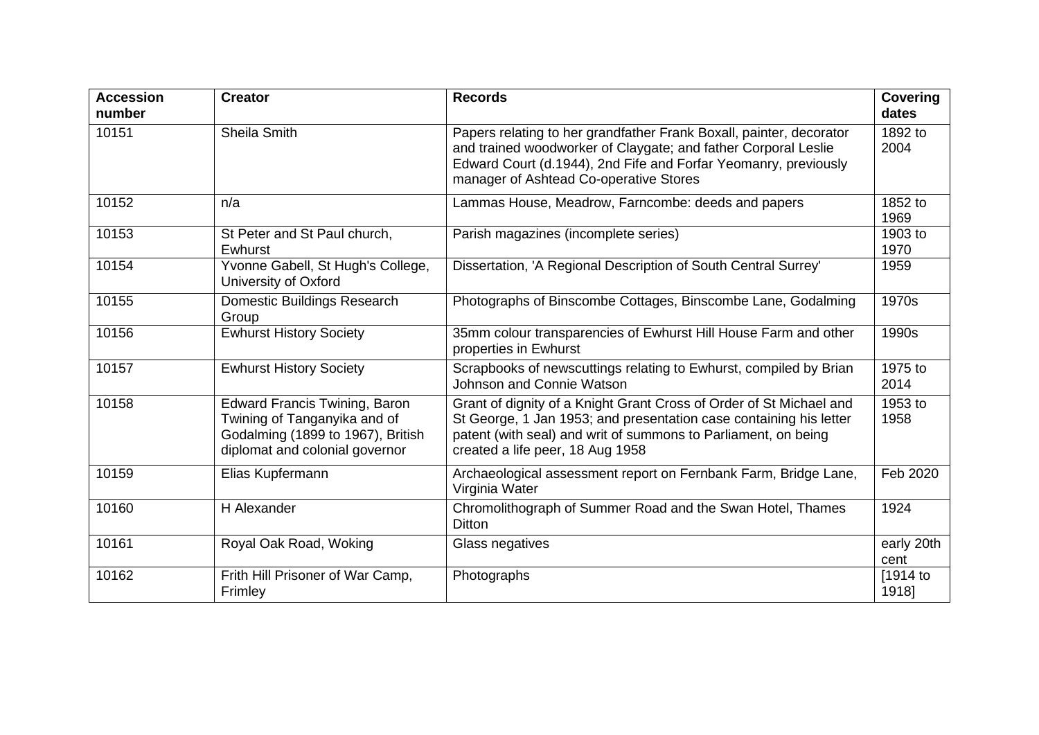| Accession number | Creator | Records | Covering dates |
| --- | --- | --- | --- |
| 10151 | Sheila Smith | Papers relating to her grandfather Frank Boxall, painter, decorator and trained woodworker of Claygate; and father Corporal Leslie Edward Court (d.1944), 2nd Fife and Forfar Yeomanry, previously manager of Ashtead Co-operative Stores | 1892 to 2004 |
| 10152 | n/a | Lammas House, Meadrow, Farncombe: deeds and papers | 1852 to 1969 |
| 10153 | St Peter and St Paul church, Ewhurst | Parish magazines (incomplete series) | 1903 to 1970 |
| 10154 | Yvonne Gabell, St Hugh's College, University of Oxford | Dissertation, 'A Regional Description of South Central Surrey' | 1959 |
| 10155 | Domestic Buildings Research Group | Photographs of Binscombe Cottages, Binscombe Lane, Godalming | 1970s |
| 10156 | Ewhurst History Society | 35mm colour transparencies of Ewhurst Hill House Farm and other properties in Ewhurst | 1990s |
| 10157 | Ewhurst History Society | Scrapbooks of newscuttings relating to Ewhurst, compiled by Brian Johnson and Connie Watson | 1975 to 2014 |
| 10158 | Edward Francis Twining, Baron Twining of Tanganyika and of Godalming (1899 to 1967), British diplomat and colonial governor | Grant of dignity of a Knight Grant Cross of Order of St Michael and St George, 1 Jan 1953; and presentation case containing his letter patent (with seal) and writ of summons to Parliament, on being created a life peer, 18 Aug 1958 | 1953 to 1958 |
| 10159 | Elias Kupfermann | Archaeological assessment report on Fernbank Farm, Bridge Lane, Virginia Water | Feb 2020 |
| 10160 | H Alexander | Chromolithograph of Summer Road and the Swan Hotel, Thames Ditton | 1924 |
| 10161 | Royal Oak Road, Woking | Glass negatives | early 20th cent |
| 10162 | Frith Hill Prisoner of War Camp, Frimley | Photographs | [1914 to 1918] |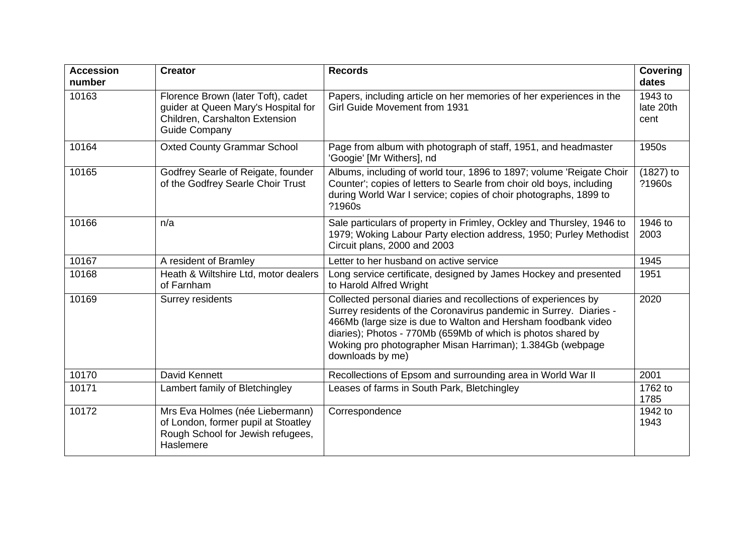| Accession number | Creator | Records | Covering dates |
|---|---|---|---|
| 10163 | Florence Brown (later Toft), cadet guider at Queen Mary's Hospital for Children, Carshalton Extension Guide Company | Papers, including article on her memories of her experiences in the Girl Guide Movement from 1931 | 1943 to late 20th cent |
| 10164 | Oxted County Grammar School | Page from album with photograph of staff, 1951, and headmaster 'Googie' [Mr Withers], nd | 1950s |
| 10165 | Godfrey Searle of Reigate, founder of the Godfrey Searle Choir Trust | Albums, including of world tour, 1896 to 1897; volume 'Reigate Choir Counter'; copies of letters to Searle from choir old boys, including during World War I service; copies of choir photographs, 1899 to ?1960s | (1827) to ?1960s |
| 10166 | n/a | Sale particulars of property in Frimley, Ockley and Thursley, 1946 to 1979; Woking Labour Party election address, 1950; Purley Methodist Circuit plans, 2000 and 2003 | 1946 to 2003 |
| 10167 | A resident of Bramley | Letter to her husband on active service | 1945 |
| 10168 | Heath & Wiltshire Ltd, motor dealers of Farnham | Long service certificate, designed by James Hockey and presented to Harold Alfred Wright | 1951 |
| 10169 | Surrey residents | Collected personal diaries and recollections of experiences by Surrey residents of the Coronavirus pandemic in Surrey. Diaries - 466Mb (large size is due to Walton and Hersham foodbank video diaries); Photos - 770Mb (659Mb of which is photos shared by Woking pro photographer Misan Harriman); 1.384Gb (webpage downloads by me) | 2020 |
| 10170 | David Kennett | Recollections of Epsom and surrounding area in World War II | 2001 |
| 10171 | Lambert family of Bletchingley | Leases of farms in South Park, Bletchingley | 1762 to 1785 |
| 10172 | Mrs Eva Holmes (née Liebermann) of London, former pupil at Stoatley Rough School for Jewish refugees, Haslemere | Correspondence | 1942 to 1943 |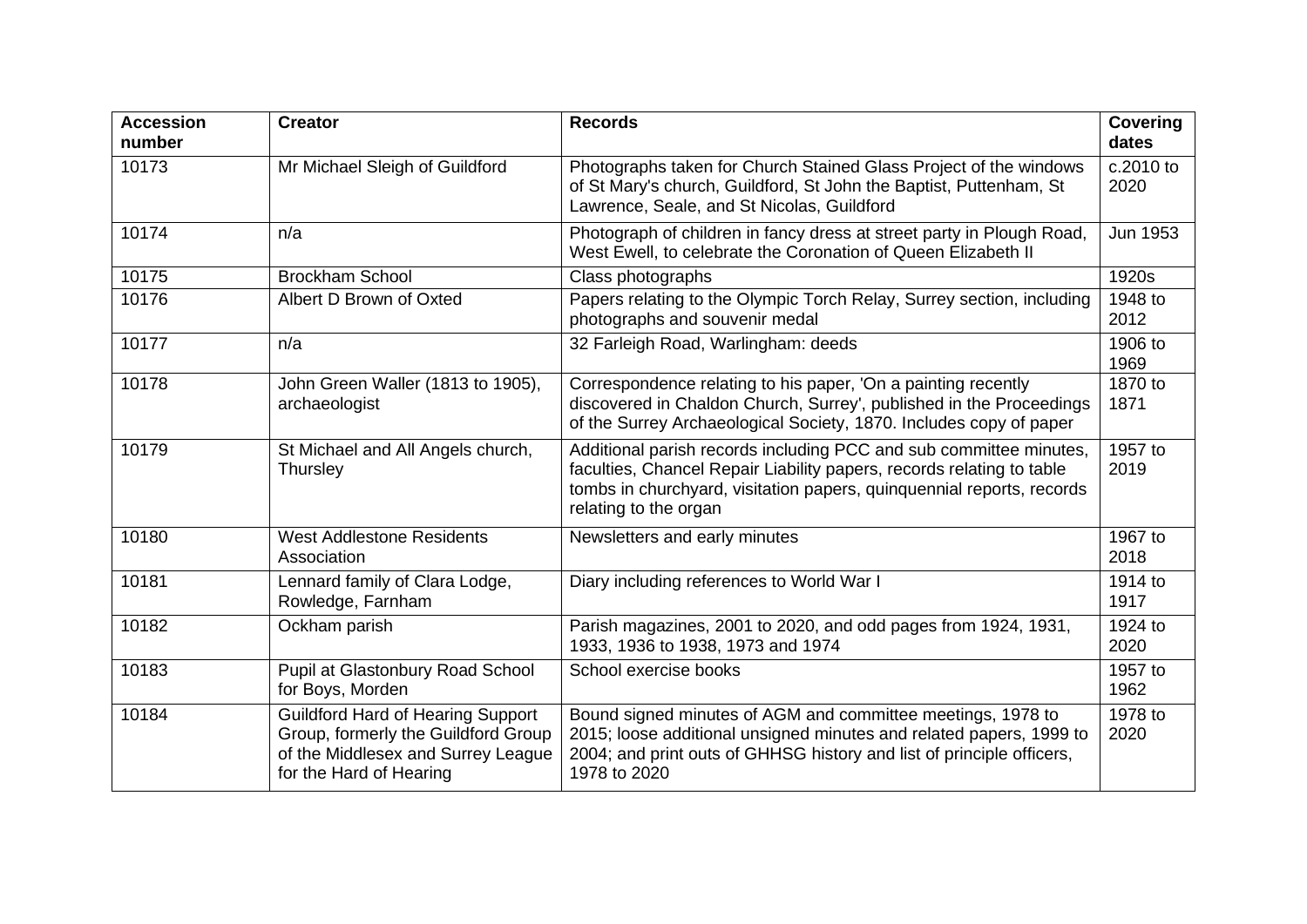| Accession number | Creator | Records | Covering dates |
| --- | --- | --- | --- |
| 10173 | Mr Michael Sleigh of Guildford | Photographs taken for Church Stained Glass Project of the windows of St Mary's church, Guildford, St John the Baptist, Puttenham, St Lawrence, Seale, and St Nicolas, Guildford | c.2010 to 2020 |
| 10174 | n/a | Photograph of children in fancy dress at street party in Plough Road, West Ewell, to celebrate the Coronation of Queen Elizabeth II | Jun 1953 |
| 10175 | Brockham School | Class photographs | 1920s |
| 10176 | Albert D Brown of Oxted | Papers relating to the Olympic Torch Relay, Surrey section, including photographs and souvenir medal | 1948 to 2012 |
| 10177 | n/a | 32 Farleigh Road, Warlingham: deeds | 1906 to 1969 |
| 10178 | John Green Waller (1813 to 1905), archaeologist | Correspondence relating to his paper, 'On a painting recently discovered in Chaldon Church, Surrey', published in the Proceedings of the Surrey Archaeological Society, 1870. Includes copy of paper | 1870 to 1871 |
| 10179 | St Michael and All Angels church, Thursley | Additional parish records including PCC and sub committee minutes, faculties, Chancel Repair Liability papers, records relating to table tombs in churchyard, visitation papers, quinquennial reports, records relating to the organ | 1957 to 2019 |
| 10180 | West Addlestone Residents Association | Newsletters and early minutes | 1967 to 2018 |
| 10181 | Lennard family of Clara Lodge, Rowledge, Farnham | Diary including references to World War I | 1914 to 1917 |
| 10182 | Ockham parish | Parish magazines, 2001 to 2020, and odd pages from 1924, 1931, 1933, 1936 to 1938, 1973 and 1974 | 1924 to 2020 |
| 10183 | Pupil at Glastonbury Road School for Boys, Morden | School exercise books | 1957 to 1962 |
| 10184 | Guildford Hard of Hearing Support Group, formerly the Guildford Group of the Middlesex and Surrey League for the Hard of Hearing | Bound signed minutes of AGM and committee meetings, 1978 to 2015; loose additional unsigned minutes and related papers, 1999 to 2004; and print outs of GHHSG history and list of principle officers, 1978 to 2020 | 1978 to 2020 |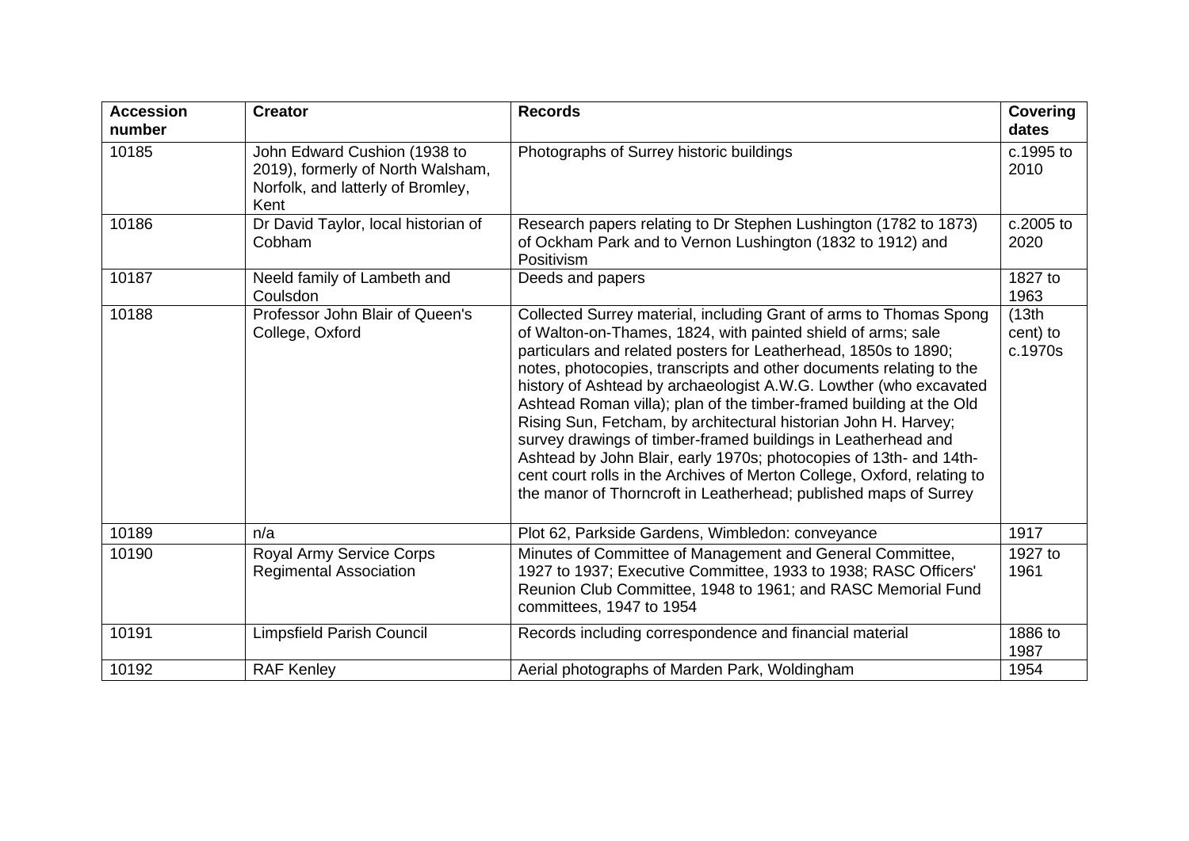| Accession number | Creator | Records | Covering dates |
|---|---|---|---|
| 10185 | John Edward Cushion (1938 to 2019), formerly of North Walsham, Norfolk, and latterly of Bromley, Kent | Photographs of Surrey historic buildings | c.1995 to 2010 |
| 10186 | Dr David Taylor, local historian of Cobham | Research papers relating to Dr Stephen Lushington (1782 to 1873) of Ockham Park and to Vernon Lushington (1832 to 1912) and Positivism | c.2005 to 2020 |
| 10187 | Neeld family of Lambeth and Coulsdon | Deeds and papers | 1827 to 1963 |
| 10188 | Professor John Blair of Queen's College, Oxford | Collected Surrey material, including Grant of arms to Thomas Spong of Walton-on-Thames, 1824, with painted shield of arms; sale particulars and related posters for Leatherhead, 1850s to 1890; notes, photocopies, transcripts and other documents relating to the history of Ashtead by archaeologist A.W.G. Lowther (who excavated Ashtead Roman villa); plan of the timber-framed building at the Old Rising Sun, Fetcham, by architectural historian John H. Harvey; survey drawings of timber-framed buildings in Leatherhead and Ashtead by John Blair, early 1970s; photocopies of 13th- and 14th-cent court rolls in the Archives of Merton College, Oxford, relating to the manor of Thorncroft in Leatherhead; published maps of Surrey | (13th cent) to c.1970s |
| 10189 | n/a | Plot 62, Parkside Gardens, Wimbledon: conveyance | 1917 |
| 10190 | Royal Army Service Corps Regimental Association | Minutes of Committee of Management and General Committee, 1927 to 1937; Executive Committee, 1933 to 1938; RASC Officers' Reunion Club Committee, 1948 to 1961; and RASC Memorial Fund committees, 1947 to 1954 | 1927 to 1961 |
| 10191 | Limpsfield Parish Council | Records including correspondence and financial material | 1886 to 1987 |
| 10192 | RAF Kenley | Aerial photographs of Marden Park, Woldingham | 1954 |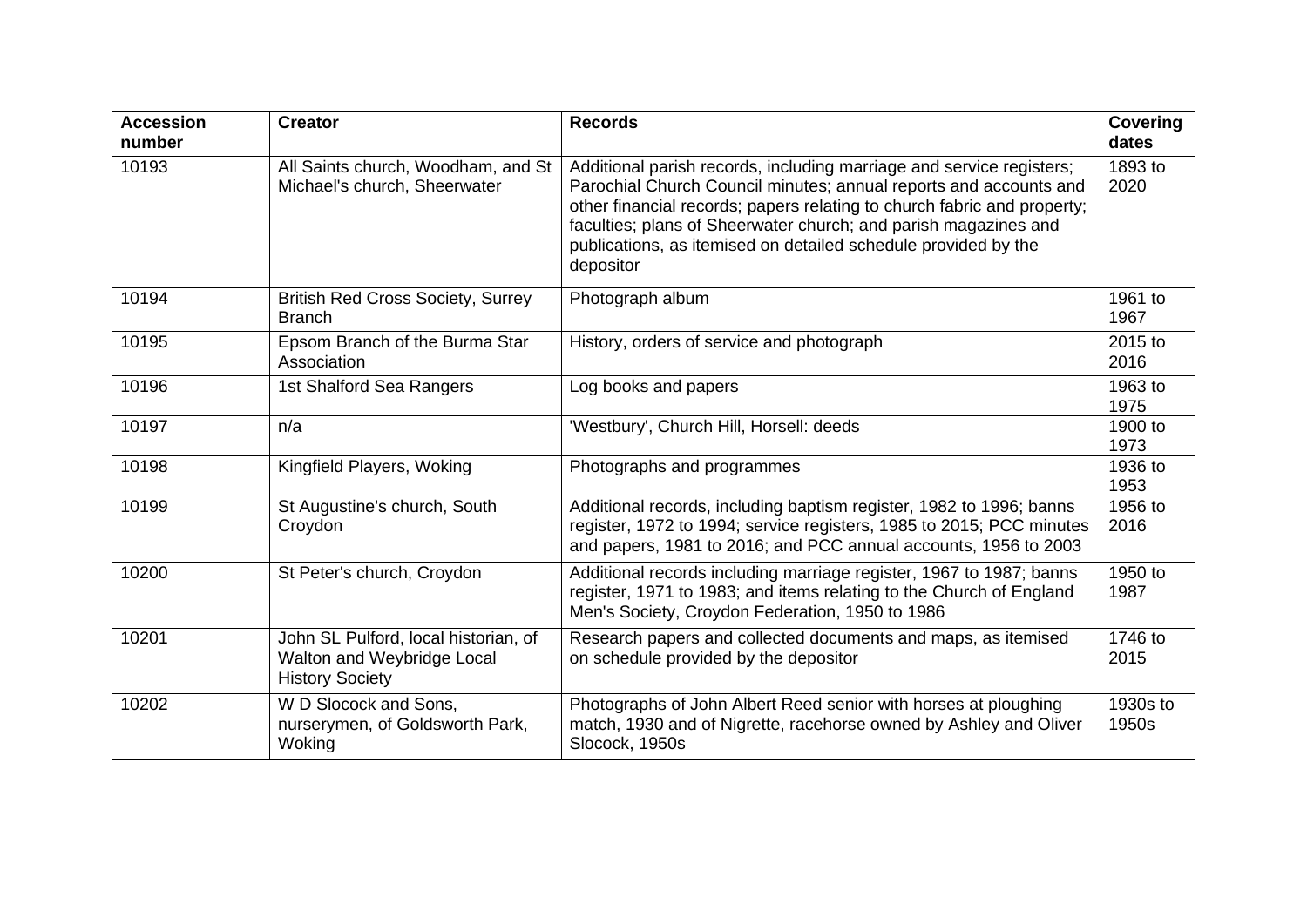| Accession number | Creator | Records | Covering dates |
|---|---|---|---|
| 10193 | All Saints church, Woodham, and St Michael's church, Sheerwater | Additional parish records, including marriage and service registers; Parochial Church Council minutes; annual reports and accounts and other financial records; papers relating to church fabric and property; faculties; plans of Sheerwater church; and parish magazines and publications, as itemised on detailed schedule provided by the depositor | 1893 to 2020 |
| 10194 | British Red Cross Society, Surrey Branch | Photograph album | 1961 to 1967 |
| 10195 | Epsom Branch of the Burma Star Association | History, orders of service and photograph | 2015 to 2016 |
| 10196 | 1st Shalford Sea Rangers | Log books and papers | 1963 to 1975 |
| 10197 | n/a | 'Westbury', Church Hill, Horsell: deeds | 1900 to 1973 |
| 10198 | Kingfield Players, Woking | Photographs and programmes | 1936 to 1953 |
| 10199 | St Augustine's church, South Croydon | Additional records, including baptism register, 1982 to 1996; banns register, 1972 to 1994; service registers, 1985 to 2015; PCC minutes and papers, 1981 to 2016; and PCC annual accounts, 1956 to 2003 | 1956 to 2016 |
| 10200 | St Peter's church, Croydon | Additional records including marriage register, 1967 to 1987; banns register, 1971 to 1983; and items relating to the Church of England Men's Society, Croydon Federation, 1950 to 1986 | 1950 to 1987 |
| 10201 | John SL Pulford, local historian, of Walton and Weybridge Local History Society | Research papers and collected documents and maps, as itemised on schedule provided by the depositor | 1746 to 2015 |
| 10202 | W D Slocock and Sons, nurserymen, of Goldsworth Park, Woking | Photographs of John Albert Reed senior with horses at ploughing match, 1930 and of Nigrette, racehorse owned by Ashley and Oliver Slocock, 1950s | 1930s to 1950s |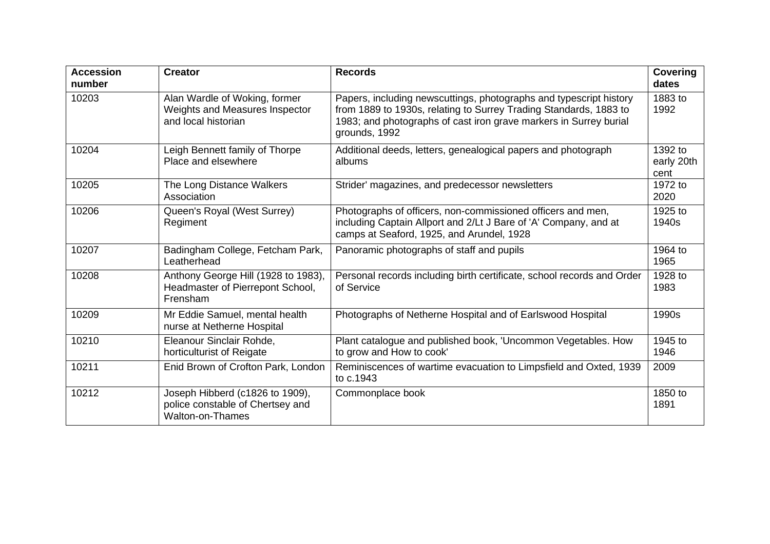| Accession number | Creator | Records | Covering dates |
|---|---|---|---|
| 10203 | Alan Wardle of Woking, former Weights and Measures Inspector and local historian | Papers, including newscuttings, photographs and typescript history from 1889 to 1930s, relating to Surrey Trading Standards, 1883 to 1983; and photographs of cast iron grave markers in Surrey burial grounds, 1992 | 1883 to 1992 |
| 10204 | Leigh Bennett family of Thorpe Place and elsewhere | Additional deeds, letters, genealogical papers and photograph albums | 1392 to early 20th cent |
| 10205 | The Long Distance Walkers Association | Strider' magazines, and predecessor newsletters | 1972 to 2020 |
| 10206 | Queen's Royal (West Surrey) Regiment | Photographs of officers, non-commissioned officers and men, including Captain Allport and 2/Lt J Bare of 'A' Company, and at camps at Seaford, 1925, and Arundel, 1928 | 1925 to 1940s |
| 10207 | Badingham College, Fetcham Park, Leatherhead | Panoramic photographs of staff and pupils | 1964 to 1965 |
| 10208 | Anthony George Hill (1928 to 1983), Headmaster of Pierrepont School, Frensham | Personal records including birth certificate, school records and Order of Service | 1928 to 1983 |
| 10209 | Mr Eddie Samuel, mental health nurse at Netherne Hospital | Photographs of Netherne Hospital and of Earlswood Hospital | 1990s |
| 10210 | Eleanour Sinclair Rohde, horticulturist of Reigate | Plant catalogue and published book, 'Uncommon Vegetables. How to grow and How to cook' | 1945 to 1946 |
| 10211 | Enid Brown of Crofton Park, London | Reminiscences of wartime evacuation to Limpsfield and Oxted, 1939 to c.1943 | 2009 |
| 10212 | Joseph Hibberd (c1826 to 1909), police constable of Chertsey and Walton-on-Thames | Commonplace book | 1850 to 1891 |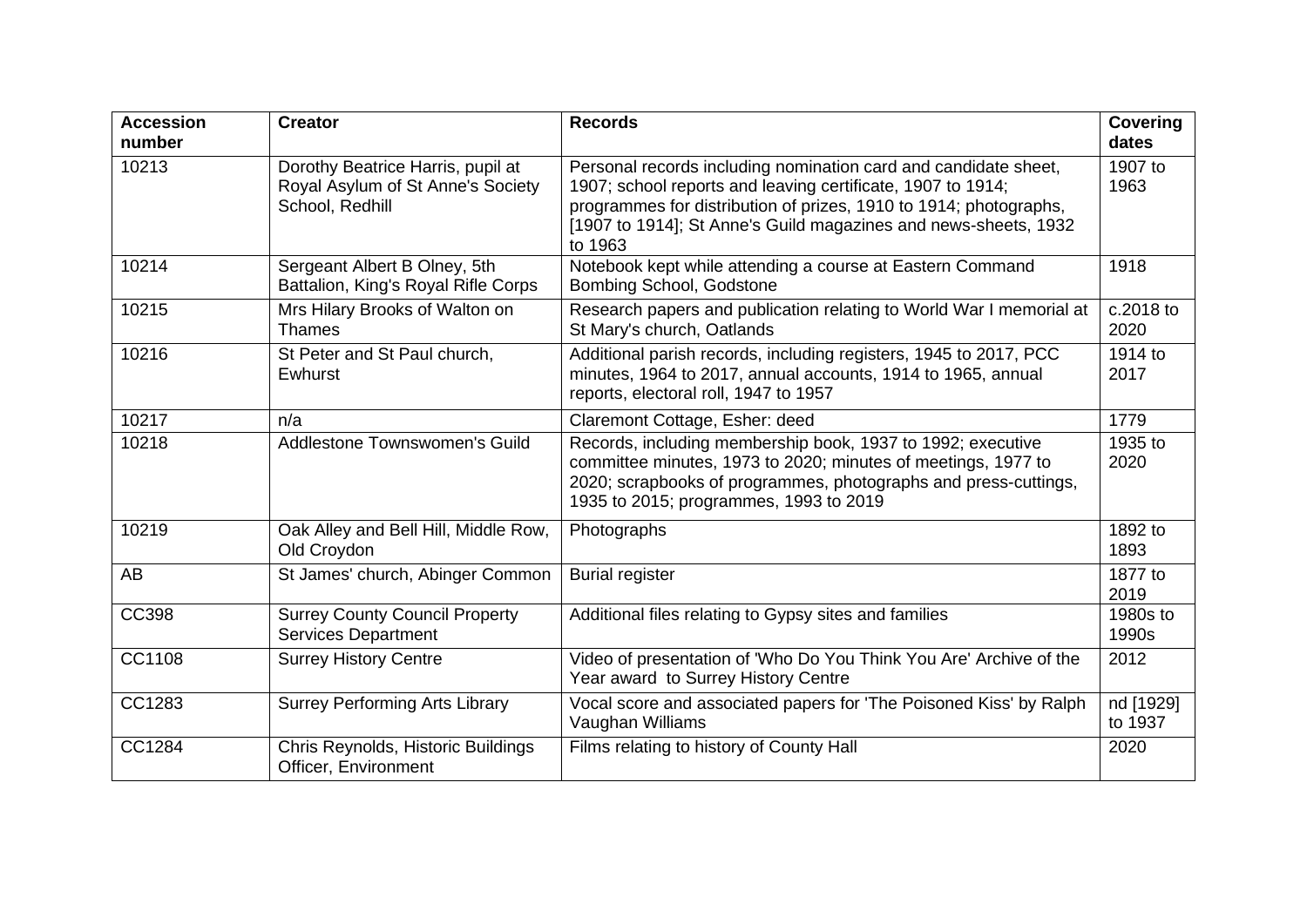| Accession number | Creator | Records | Covering dates |
| --- | --- | --- | --- |
| 10213 | Dorothy Beatrice Harris, pupil at Royal Asylum of St Anne's Society School, Redhill | Personal records including nomination card and candidate sheet, 1907; school reports and leaving certificate, 1907 to 1914; programmes for distribution of prizes, 1910 to 1914; photographs, [1907 to 1914]; St Anne's Guild magazines and news-sheets, 1932 to 1963 | 1907 to 1963 |
| 10214 | Sergeant Albert B Olney, 5th Battalion, King's Royal Rifle Corps | Notebook kept while attending a course at Eastern Command Bombing School, Godstone | 1918 |
| 10215 | Mrs Hilary Brooks of Walton on Thames | Research papers and publication relating to World War I memorial at St Mary's church, Oatlands | c.2018 to 2020 |
| 10216 | St Peter and St Paul church, Ewhurst | Additional parish records, including registers, 1945 to 2017, PCC minutes, 1964 to 2017, annual accounts, 1914 to 1965, annual reports, electoral roll, 1947 to 1957 | 1914 to 2017 |
| 10217 | n/a | Claremont Cottage, Esher: deed | 1779 |
| 10218 | Addlestone Townswomen's Guild | Records, including membership book, 1937 to 1992; executive committee minutes, 1973 to 2020; minutes of meetings, 1977 to 2020; scrapbooks of programmes, photographs and press-cuttings, 1935 to 2015; programmes, 1993 to 2019 | 1935 to 2020 |
| 10219 | Oak Alley and Bell Hill, Middle Row, Old Croydon | Photographs | 1892 to 1893 |
| AB | St James' church, Abinger Common | Burial register | 1877 to 2019 |
| CC398 | Surrey County Council Property Services Department | Additional files relating to Gypsy sites and families | 1980s to 1990s |
| CC1108 | Surrey History Centre | Video of presentation of 'Who Do You Think You Are' Archive of the Year award to Surrey History Centre | 2012 |
| CC1283 | Surrey Performing Arts Library | Vocal score and associated papers for 'The Poisoned Kiss' by Ralph Vaughan Williams | nd [1929] to 1937 |
| CC1284 | Chris Reynolds, Historic Buildings Officer, Environment | Films relating to history of County Hall | 2020 |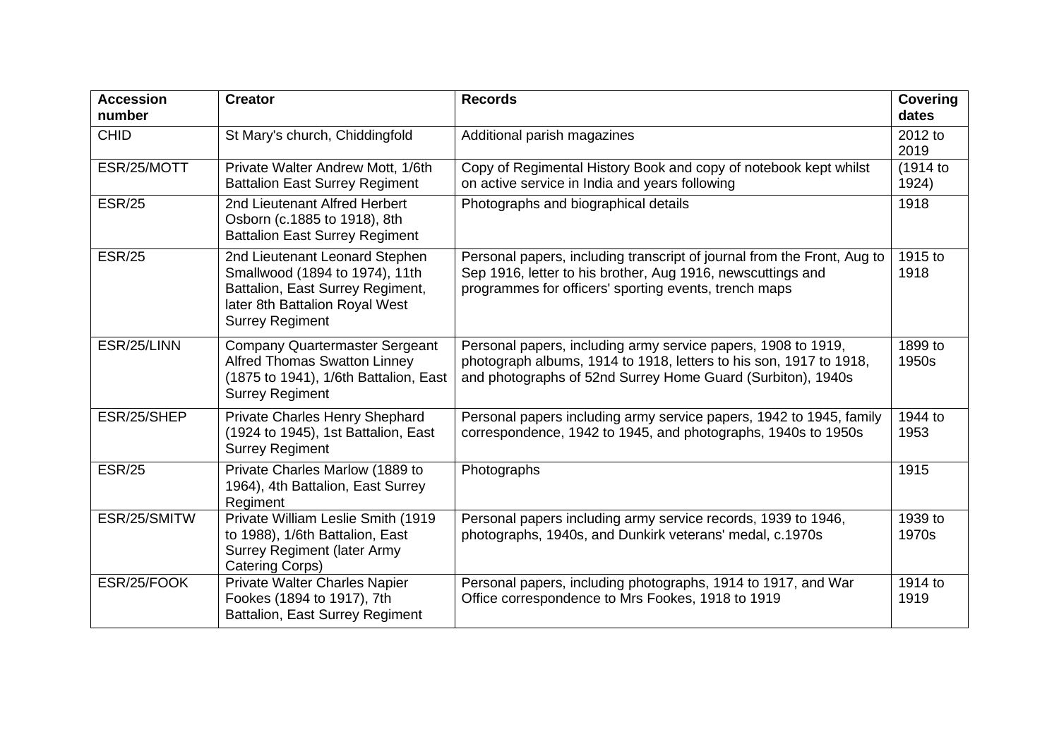| Accession number | Creator | Records | Covering dates |
| --- | --- | --- | --- |
| CHID | St Mary's church, Chiddingfold | Additional parish magazines | 2012 to 2019 |
| ESR/25/MOTT | Private Walter Andrew Mott, 1/6th Battalion East Surrey Regiment | Copy of Regimental History Book and copy of notebook kept whilst on active service in India and years following | (1914 to 1924) |
| ESR/25 | 2nd Lieutenant Alfred Herbert Osborn (c.1885 to 1918), 8th Battalion East Surrey Regiment | Photographs and biographical details | 1918 |
| ESR/25 | 2nd Lieutenant Leonard Stephen Smallwood (1894 to 1974), 11th Battalion, East Surrey Regiment, later 8th Battalion Royal West Surrey Regiment | Personal papers, including transcript of journal from the Front, Aug to Sep 1916, letter to his brother, Aug 1916, newscuttings and programmes for officers' sporting events, trench maps | 1915 to 1918 |
| ESR/25/LINN | Company Quartermaster Sergeant Alfred Thomas Swatton Linney (1875 to 1941), 1/6th Battalion, East Surrey Regiment | Personal papers, including army service papers, 1908 to 1919, photograph albums, 1914 to 1918, letters to his son, 1917 to 1918, and photographs of 52nd Surrey Home Guard (Surbiton), 1940s | 1899 to 1950s |
| ESR/25/SHEP | Private Charles Henry Shephard (1924 to 1945), 1st Battalion, East Surrey Regiment | Personal papers including army service papers, 1942 to 1945, family correspondence, 1942 to 1945, and photographs, 1940s to 1950s | 1944 to 1953 |
| ESR/25 | Private Charles Marlow (1889 to 1964), 4th Battalion, East Surrey Regiment | Photographs | 1915 |
| ESR/25/SMITW | Private William Leslie Smith (1919 to 1988), 1/6th Battalion, East Surrey Regiment (later Army Catering Corps) | Personal papers including army service records, 1939 to 1946, photographs, 1940s, and Dunkirk veterans' medal, c.1970s | 1939 to 1970s |
| ESR/25/FOOK | Private Walter Charles Napier Fookes (1894 to 1917), 7th Battalion, East Surrey Regiment | Personal papers, including photographs, 1914 to 1917, and War Office correspondence to Mrs Fookes, 1918 to 1919 | 1914 to 1919 |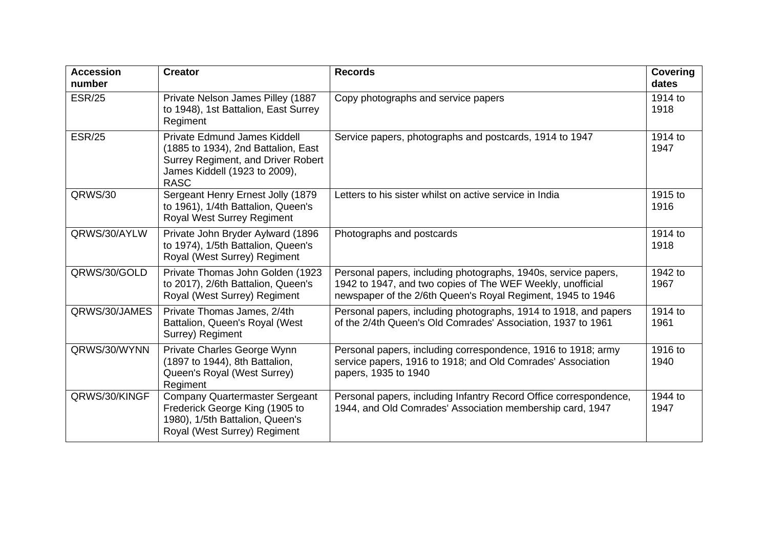| Accession number | Creator | Records | Covering dates |
| --- | --- | --- | --- |
| ESR/25 | Private Nelson James Pilley (1887 to 1948), 1st Battalion, East Surrey Regiment | Copy photographs and service papers | 1914 to 1918 |
| ESR/25 | Private Edmund James Kiddell (1885 to 1934), 2nd Battalion, East Surrey Regiment, and Driver Robert James Kiddell (1923 to 2009), RASC | Service papers, photographs and postcards, 1914 to 1947 | 1914 to 1947 |
| QRWS/30 | Sergeant Henry Ernest Jolly (1879 to 1961), 1/4th Battalion, Queen's Royal West Surrey Regiment | Letters to his sister whilst on active service in India | 1915 to 1916 |
| QRWS/30/AYLW | Private John Bryder Aylward (1896 to 1974), 1/5th Battalion, Queen's Royal (West Surrey) Regiment | Photographs and postcards | 1914 to 1918 |
| QRWS/30/GOLD | Private Thomas John Golden (1923 to 2017), 2/6th Battalion, Queen's Royal (West Surrey) Regiment | Personal papers, including photographs, 1940s, service papers, 1942 to 1947, and two copies of The WEF Weekly, unofficial newspaper of the 2/6th Queen's Royal Regiment, 1945 to 1946 | 1942 to 1967 |
| QRWS/30/JAMES | Private Thomas James, 2/4th Battalion, Queen's Royal (West Surrey) Regiment | Personal papers, including photographs, 1914 to 1918, and papers of the 2/4th Queen's Old Comrades' Association, 1937 to 1961 | 1914 to 1961 |
| QRWS/30/WYNN | Private Charles George Wynn (1897 to 1944), 8th Battalion, Queen's Royal (West Surrey) Regiment | Personal papers, including correspondence, 1916 to 1918; army service papers, 1916 to 1918; and Old Comrades' Association papers, 1935 to 1940 | 1916 to 1940 |
| QRWS/30/KINGF | Company Quartermaster Sergeant Frederick George King (1905 to 1980), 1/5th Battalion, Queen's Royal (West Surrey) Regiment | Personal papers, including Infantry Record Office correspondence, 1944, and Old Comrades' Association membership card, 1947 | 1944 to 1947 |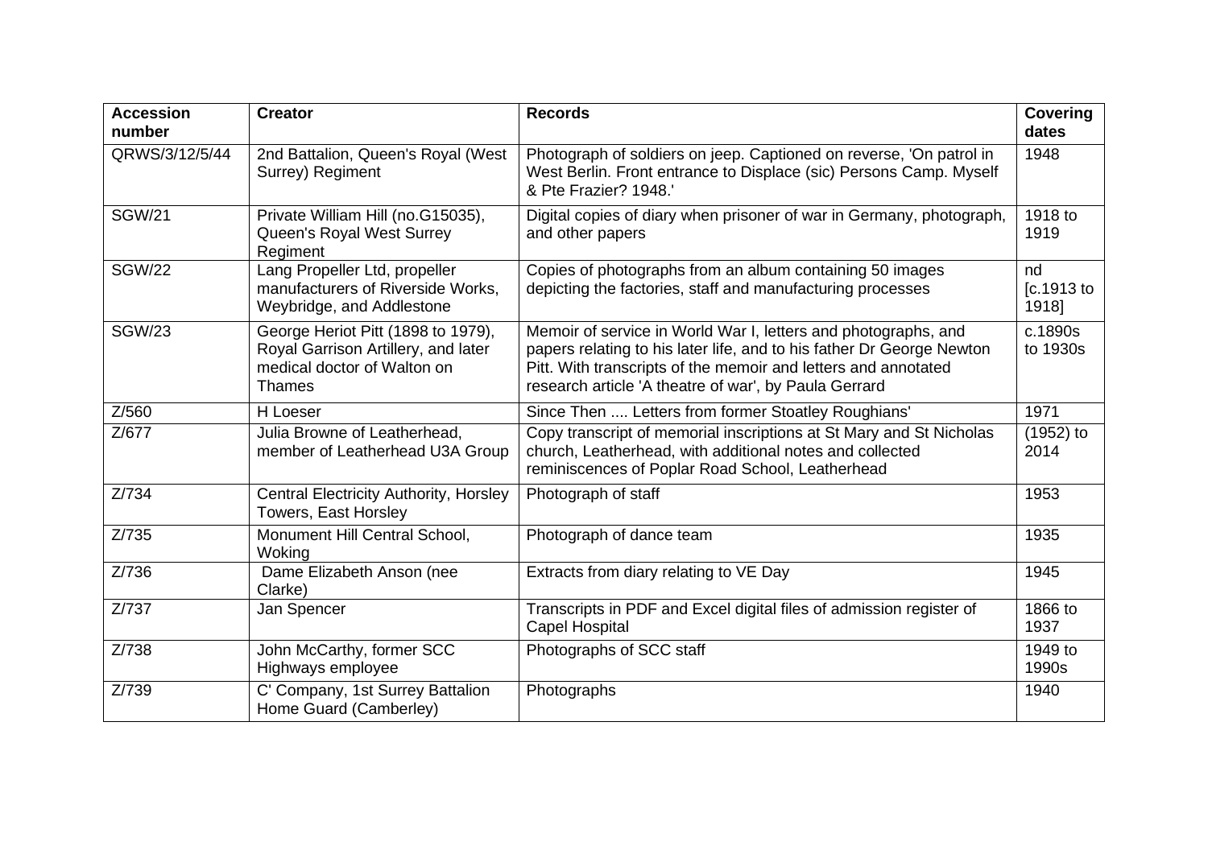| Accession number | Creator | Records | Covering dates |
|---|---|---|---|
| QRWS/3/12/5/44 | 2nd Battalion, Queen's Royal (West Surrey) Regiment | Photograph of soldiers on jeep. Captioned on reverse, 'On patrol in West Berlin. Front entrance to Displace (sic) Persons Camp. Myself & Pte Frazier? 1948.' | 1948 |
| SGW/21 | Private William Hill (no.G15035), Queen's Royal West Surrey Regiment | Digital copies of diary when prisoner of war in Germany, photograph, and other papers | 1918 to 1919 |
| SGW/22 | Lang Propeller Ltd, propeller manufacturers of Riverside Works, Weybridge, and Addlestone | Copies of photographs from an album containing 50 images depicting the factories, staff and manufacturing processes | nd [c.1913 to 1918] |
| SGW/23 | George Heriot Pitt (1898 to 1979), Royal Garrison Artillery, and later medical doctor of Walton on Thames | Memoir of service in World War I, letters and photographs, and papers relating to his later life, and to his father Dr George Newton Pitt. With transcripts of the memoir and letters and annotated research article 'A theatre of war', by Paula Gerrard | c.1890s to 1930s |
| Z/560 | H Loeser | Since Then .... Letters from former Stoatley Roughians' | 1971 |
| Z/677 | Julia Browne of Leatherhead, member of Leatherhead U3A Group | Copy transcript of memorial inscriptions at St Mary and St Nicholas church, Leatherhead, with additional notes and collected reminiscences of Poplar Road School, Leatherhead | (1952) to 2014 |
| Z/734 | Central Electricity Authority, Horsley Towers, East Horsley | Photograph of staff | 1953 |
| Z/735 | Monument Hill Central School, Woking | Photograph of dance team | 1935 |
| Z/736 | Dame Elizabeth Anson (nee Clarke) | Extracts from diary relating to VE Day | 1945 |
| Z/737 | Jan Spencer | Transcripts in PDF and Excel digital files of admission register of Capel Hospital | 1866 to 1937 |
| Z/738 | John McCarthy, former SCC Highways employee | Photographs of SCC staff | 1949 to 1990s |
| Z/739 | C' Company, 1st Surrey Battalion Home Guard (Camberley) | Photographs | 1940 |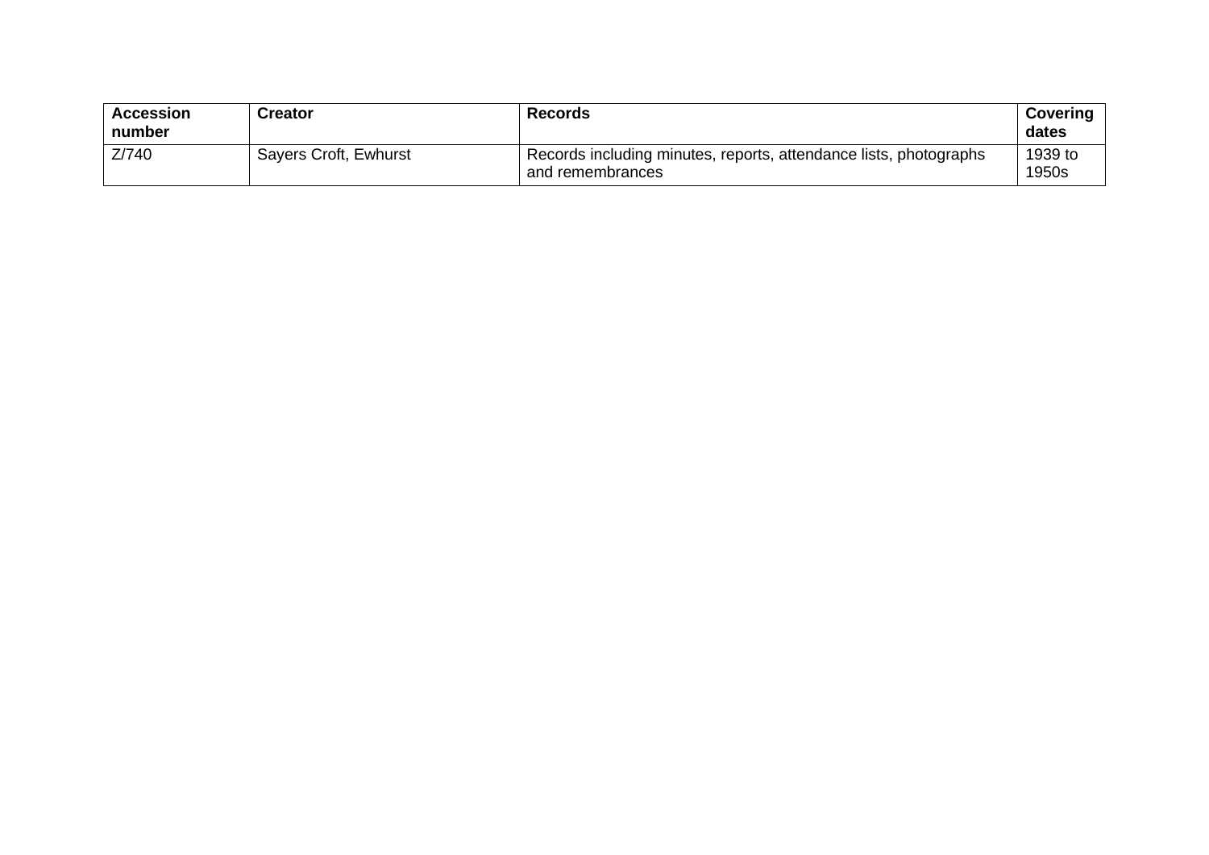| Accession number | Creator | Records | Covering dates |
| --- | --- | --- | --- |
| Z/740 | Sayers Croft, Ewhurst | Records including minutes, reports, attendance lists, photographs and remembrances | 1939 to 1950s |